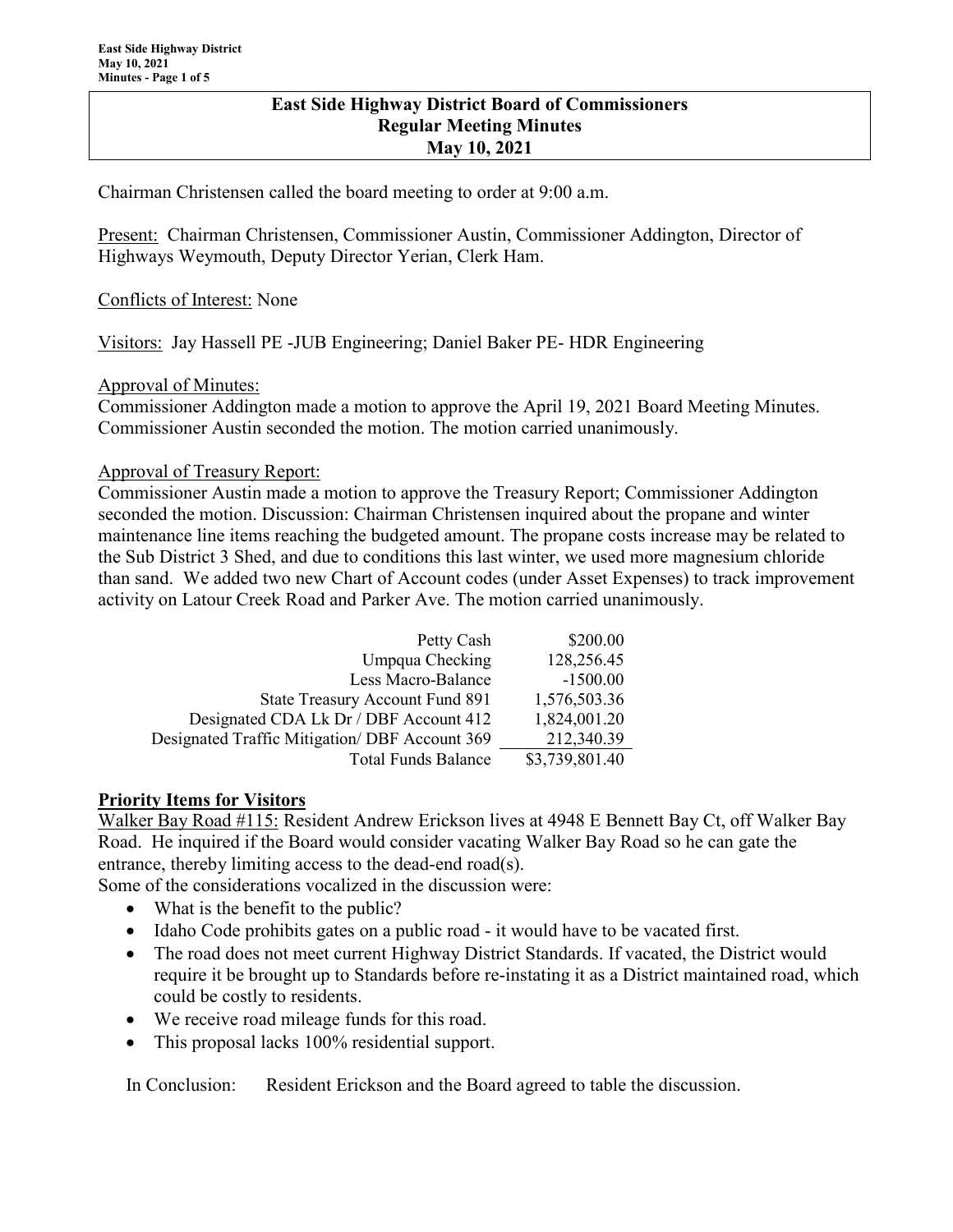# East Side Highway District Board of Commissioners
## Regular Meeting Minutes
## May 10, 2021

Chairman Christensen called the board meeting to order at 9:00 a.m.

Present: Chairman Christensen, Commissioner Austin, Commissioner Addington, Director of Highways Weymouth, Deputy Director Yerian, Clerk Ham.

Conflicts of Interest: None

Visitors: Jay Hassell PE -JUB Engineering; Daniel Baker PE- HDR Engineering

Approval of Minutes:
Commissioner Addington made a motion to approve the April 19, 2021 Board Meeting Minutes. Commissioner Austin seconded the motion. The motion carried unanimously.

Approval of Treasury Report:
Commissioner Austin made a motion to approve the Treasury Report; Commissioner Addington seconded the motion. Discussion: Chairman Christensen inquired about the propane and winter maintenance line items reaching the budgeted amount. The propane costs increase may be related to the Sub District 3 Shed, and due to conditions this last winter, we used more magnesium chloride than sand. We added two new Chart of Account codes (under Asset Expenses) to track improvement activity on Latour Creek Road and Parker Ave. The motion carried unanimously.

| | |
|---|---|
| Petty Cash | \$200.00 |
| Umpqua Checking | 128,256.45 |
| Less Macro-Balance | -1500.00 |
| State Treasury Account Fund 891 | 1,576,503.36 |
| Designated CDA Lk Dr / DBF Account 412 | 1,824,001.20 |
| Designated Traffic Mitigation/ DBF Account 369 | 212,340.39 |
| Total Funds Balance | \$3,739,801.40 |

**Priority Items for Visitors**

Walker Bay Road #115: Resident Andrew Erickson lives at 4948 E Bennett Bay Ct, off Walker Bay Road. He inquired if the Board would consider vacating Walker Bay Road so he can gate the entrance, thereby limiting access to the dead-end road(s).
Some of the considerations vocalized in the discussion were:

- What is the benefit to the public?
- Idaho Code prohibits gates on a public road - it would have to be vacated first.
- The road does not meet current Highway District Standards. If vacated, the District would require it be brought up to Standards before re-instating it as a District maintained road, which could be costly to residents.
- We receive road mileage funds for this road.
- This proposal lacks 100% residential support.

In Conclusion: Resident Erickson and the Board agreed to table the discussion.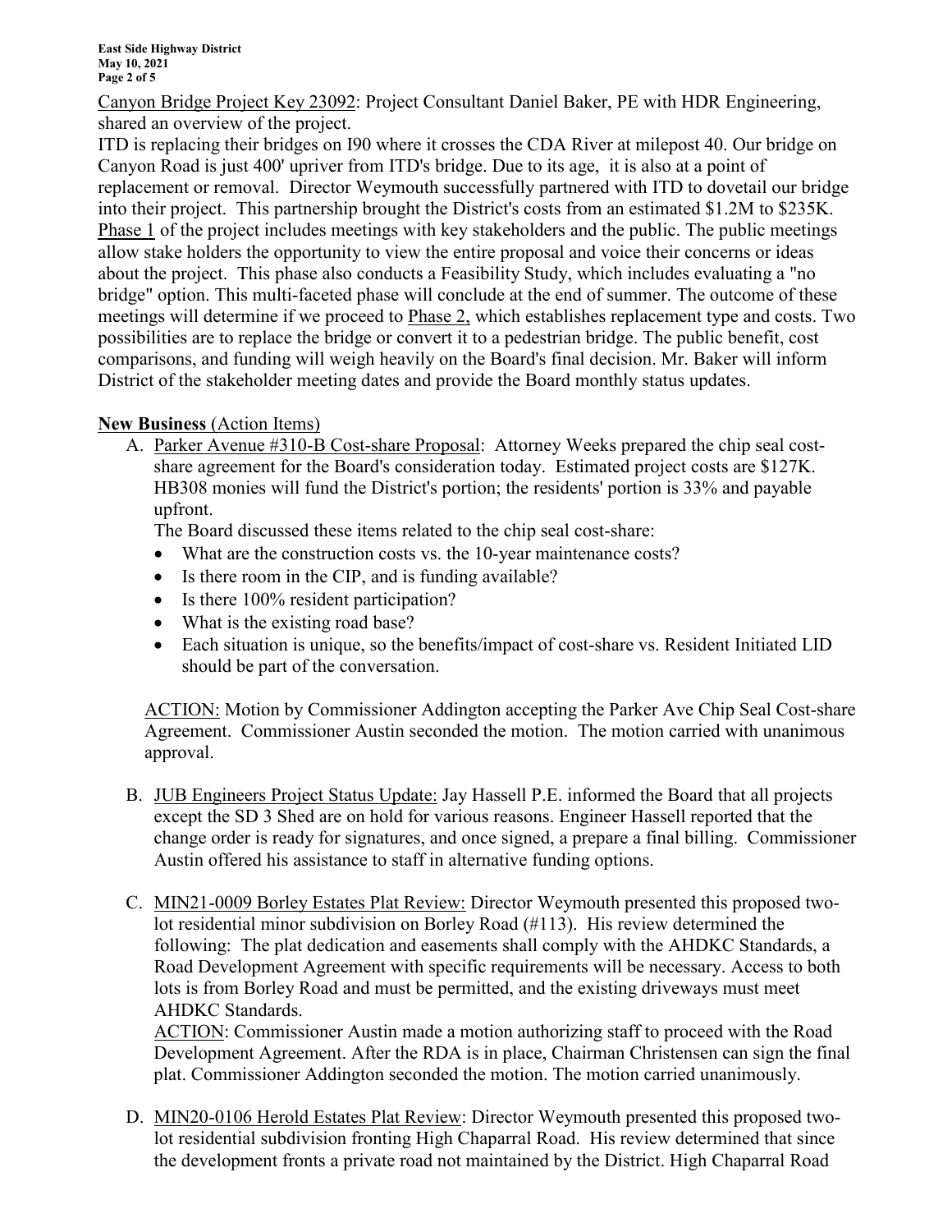Canyon Bridge Project Key 23092: Project Consultant Daniel Baker, PE with HDR Engineering, shared an overview of the project.

ITD is replacing their bridges on I90 where it crosses the CDA River at milepost 40. Our bridge on Canyon Road is just 400' upriver from ITD's bridge. Due to its age, it is also at a point of replacement or removal. Director Weymouth successfully partnered with ITD to dovetail our bridge into their project. This partnership brought the District's costs from an estimated \$1.2M to \$235K. Phase 1 of the project includes meetings with key stakeholders and the public. The public meetings allow stake holders the opportunity to view the entire proposal and voice their concerns or ideas about the project. This phase also conducts a Feasibility Study, which includes evaluating a "no bridge" option. This multi-faceted phase will conclude at the end of summer. The outcome of these meetings will determine if we proceed to Phase 2, which establishes replacement type and costs. Two possibilities are to replace the bridge or convert it to a pedestrian bridge. The public benefit, cost comparisons, and funding will weigh heavily on the Board's final decision. Mr. Baker will inform District of the stakeholder meeting dates and provide the Board monthly status updates.

**New Business** (Action Items)

A. Parker Avenue #310-B Cost-share Proposal: Attorney Weeks prepared the chip seal cost-share agreement for the Board's consideration today. Estimated project costs are \$127K. HB308 monies will fund the District's portion; the residents' portion is 33% and payable upfront.

   The Board discussed these items related to the chip seal cost-share:

   - What are the construction costs vs. the 10-year maintenance costs?
   - Is there room in the CIP, and is funding available?
   - Is there 100% resident participation?
   - What is the existing road base?
   - Each situation is unique, so the benefits/impact of cost-share vs. Resident Initiated LID should be part of the conversation.

   ACTION: Motion by Commissioner Addington accepting the Parker Ave Chip Seal Cost-share Agreement. Commissioner Austin seconded the motion. The motion carried with unanimous approval.

B. JUB Engineers Project Status Update: Jay Hassell P.E. informed the Board that all projects except the SD 3 Shed are on hold for various reasons. Engineer Hassell reported that the change order is ready for signatures, and once signed, a prepare a final billing. Commissioner Austin offered his assistance to staff in alternative funding options.

C. MIN21-0009 Borley Estates Plat Review: Director Weymouth presented this proposed two-lot residential minor subdivision on Borley Road (#113). His review determined the following: The plat dedication and easements shall comply with the AHDKC Standards, a Road Development Agreement with specific requirements will be necessary. Access to both lots is from Borley Road and must be permitted, and the existing driveways must meet AHDKC Standards.

   ACTION: Commissioner Austin made a motion authorizing staff to proceed with the Road Development Agreement. After the RDA is in place, Chairman Christensen can sign the final plat. Commissioner Addington seconded the motion. The motion carried unanimously.

D. MIN20-0106 Herold Estates Plat Review: Director Weymouth presented this proposed two-lot residential subdivision fronting High Chaparral Road. His review determined that since the development fronts a private road not maintained by the District. High Chaparral Road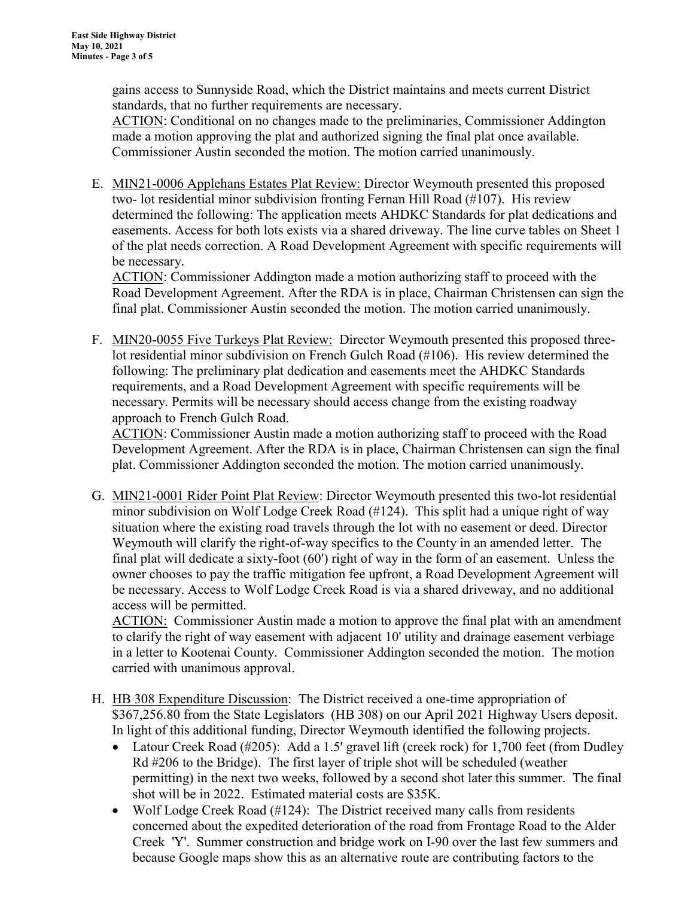gains access to Sunnyside Road, which the District maintains and meets current District standards, that no further requirements are necessary.
ACTION: Conditional on no changes made to the preliminaries, Commissioner Addington made a motion approving the plat and authorized signing the final plat once available. Commissioner Austin seconded the motion. The motion carried unanimously.

E. MIN21-0006 Applehans Estates Plat Review: Director Weymouth presented this proposed two- lot residential minor subdivision fronting Fernan Hill Road (#107). His review determined the following: The application meets AHDKC Standards for plat dedications and easements. Access for both lots exists via a shared driveway. The line curve tables on Sheet 1 of the plat needs correction. A Road Development Agreement with specific requirements will be necessary.
ACTION: Commissioner Addington made a motion authorizing staff to proceed with the Road Development Agreement. After the RDA is in place, Chairman Christensen can sign the final plat. Commissioner Austin seconded the motion. The motion carried unanimously.

F. MIN20-0055 Five Turkeys Plat Review: Director Weymouth presented this proposed three-lot residential minor subdivision on French Gulch Road (#106). His review determined the following: The preliminary plat dedication and easements meet the AHDKC Standards requirements, and a Road Development Agreement with specific requirements will be necessary. Permits will be necessary should access change from the existing roadway approach to French Gulch Road.
ACTION: Commissioner Austin made a motion authorizing staff to proceed with the Road Development Agreement. After the RDA is in place, Chairman Christensen can sign the final plat. Commissioner Addington seconded the motion. The motion carried unanimously.

G. MIN21-0001 Rider Point Plat Review: Director Weymouth presented this two-lot residential minor subdivision on Wolf Lodge Creek Road (#124). This split had a unique right of way situation where the existing road travels through the lot with no easement or deed. Director Weymouth will clarify the right-of-way specifics to the County in an amended letter. The final plat will dedicate a sixty-foot (60') right of way in the form of an easement. Unless the owner chooses to pay the traffic mitigation fee upfront, a Road Development Agreement will be necessary. Access to Wolf Lodge Creek Road is via a shared driveway, and no additional access will be permitted.
ACTION: Commissioner Austin made a motion to approve the final plat with an amendment to clarify the right of way easement with adjacent 10' utility and drainage easement verbiage in a letter to Kootenai County. Commissioner Addington seconded the motion. The motion carried with unanimous approval.

H. HB 308 Expenditure Discussion: The District received a one-time appropriation of $367,256.80 from the State Legislators (HB 308) on our April 2021 Highway Users deposit. In light of this additional funding, Director Weymouth identified the following projects.
   - Latour Creek Road (#205): Add a 1.5' gravel lift (creek rock) for 1,700 feet (from Dudley Rd #206 to the Bridge). The first layer of triple shot will be scheduled (weather permitting) in the next two weeks, followed by a second shot later this summer. The final shot will be in 2022. Estimated material costs are $35K.
   - Wolf Lodge Creek Road (#124): The District received many calls from residents concerned about the expedited deterioration of the road from Frontage Road to the Alder Creek 'Y'. Summer construction and bridge work on I-90 over the last few summers and because Google maps show this as an alternative route are contributing factors to the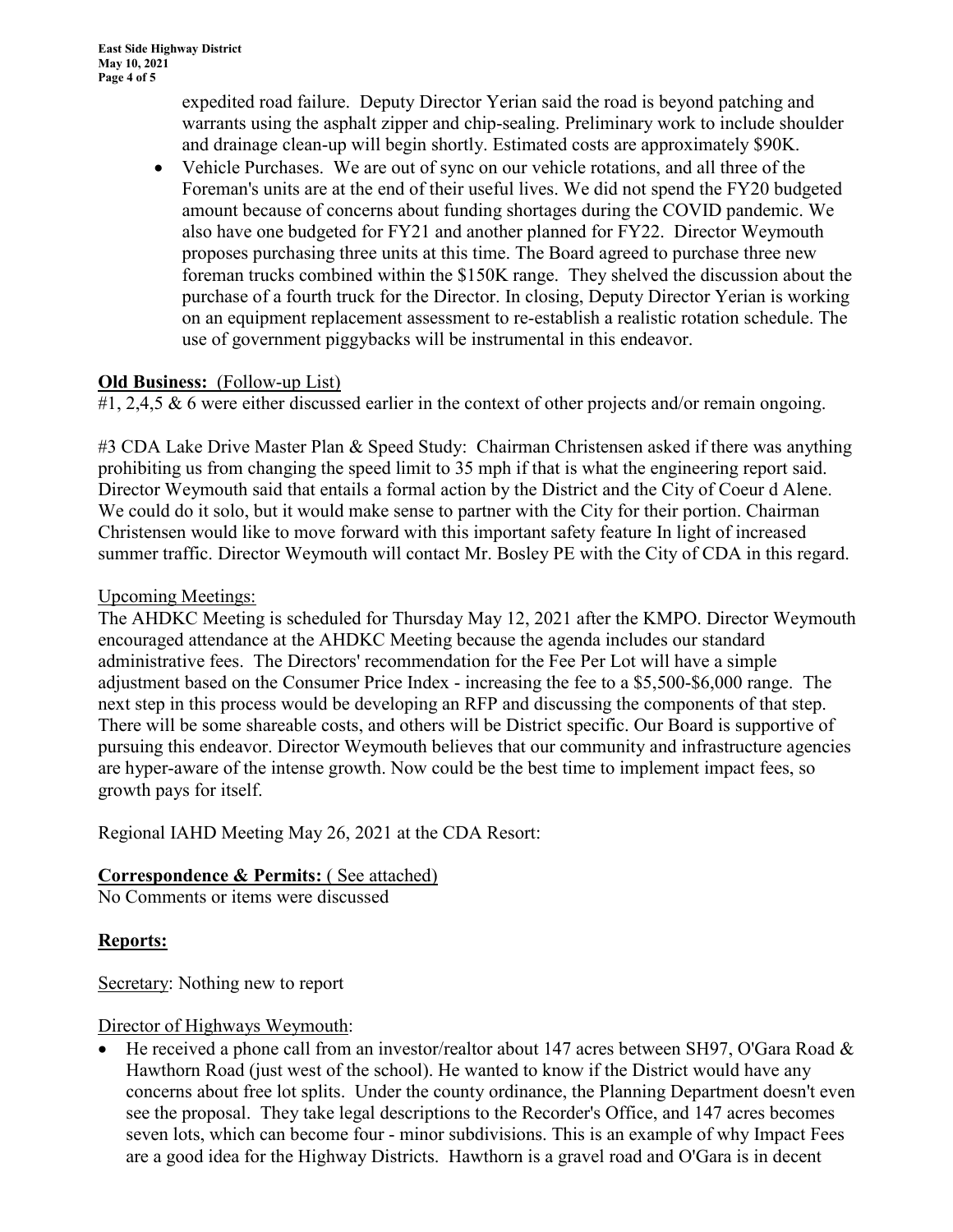expedited road failure. Deputy Director Yerian said the road is beyond patching and warrants using the asphalt zipper and chip-sealing. Preliminary work to include shoulder and drainage clean-up will begin shortly. Estimated costs are approximately $90K.

- Vehicle Purchases. We are out of sync on our vehicle rotations, and all three of the Foreman's units are at the end of their useful lives. We did not spend the FY20 budgeted amount because of concerns about funding shortages during the COVID pandemic. We also have one budgeted for FY21 and another planned for FY22. Director Weymouth proposes purchasing three units at this time. The Board agreed to purchase three new foreman trucks combined within the $150K range. They shelved the discussion about the purchase of a fourth truck for the Director. In closing, Deputy Director Yerian is working on an equipment replacement assessment to re-establish a realistic rotation schedule. The use of government piggybacks will be instrumental in this endeavor.

**Old Business:** (Follow-up List)

#1, 2,4,5 & 6 were either discussed earlier in the context of other projects and/or remain ongoing.

#3 CDA Lake Drive Master Plan & Speed Study: Chairman Christensen asked if there was anything prohibiting us from changing the speed limit to 35 mph if that is what the engineering report said. Director Weymouth said that entails a formal action by the District and the City of Coeur d Alene. We could do it solo, but it would make sense to partner with the City for their portion. Chairman Christensen would like to move forward with this important safety feature In light of increased summer traffic. Director Weymouth will contact Mr. Bosley PE with the City of CDA in this regard.

Upcoming Meetings:

The AHDKC Meeting is scheduled for Thursday May 12, 2021 after the KMPO. Director Weymouth encouraged attendance at the AHDKC Meeting because the agenda includes our standard administrative fees. The Directors' recommendation for the Fee Per Lot will have a simple adjustment based on the Consumer Price Index - increasing the fee to a $5,500-$6,000 range. The next step in this process would be developing an RFP and discussing the components of that step. There will be some shareable costs, and others will be District specific. Our Board is supportive of pursuing this endeavor. Director Weymouth believes that our community and infrastructure agencies are hyper-aware of the intense growth. Now could be the best time to implement impact fees, so growth pays for itself.

Regional IAHD Meeting May 26, 2021 at the CDA Resort:

**Correspondence & Permits:** ( See attached)

No Comments or items were discussed

**Reports:**

Secretary: Nothing new to report

Director of Highways Weymouth:

- He received a phone call from an investor/realtor about 147 acres between SH97, O'Gara Road & Hawthorn Road (just west of the school). He wanted to know if the District would have any concerns about free lot splits. Under the county ordinance, the Planning Department doesn't even see the proposal. They take legal descriptions to the Recorder's Office, and 147 acres becomes seven lots, which can become four - minor subdivisions. This is an example of why Impact Fees are a good idea for the Highway Districts. Hawthorn is a gravel road and O'Gara is in decent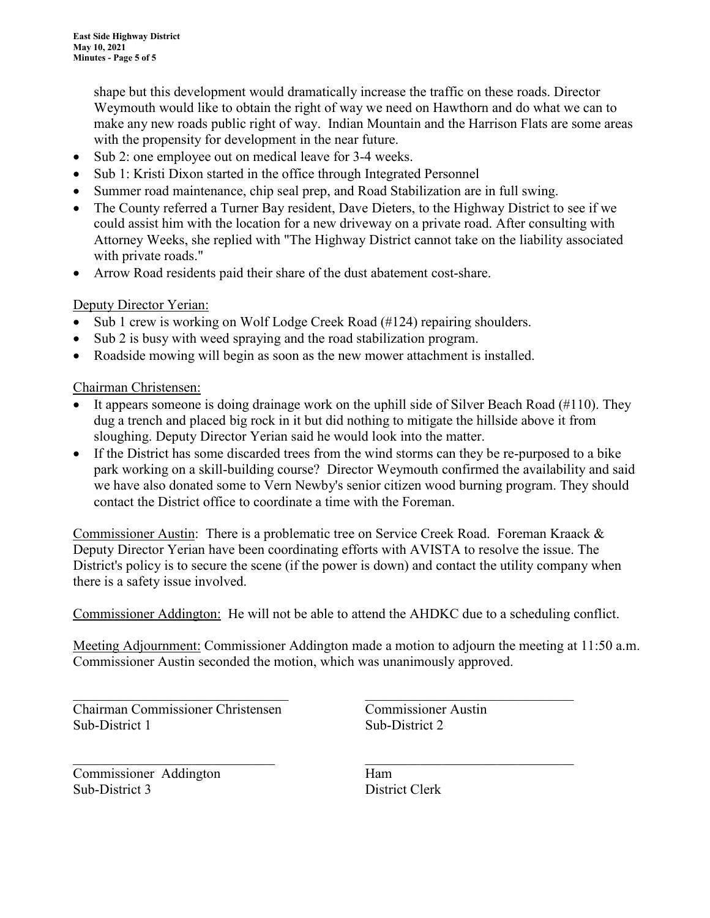shape but this development would dramatically increase the traffic on these roads. Director Weymouth would like to obtain the right of way we need on Hawthorn and do what we can to make any new roads public right of way. Indian Mountain and the Harrison Flats are some areas with the propensity for development in the near future.

- Sub 2: one employee out on medical leave for 3-4 weeks.
- Sub 1: Kristi Dixon started in the office through Integrated Personnel
- Summer road maintenance, chip seal prep, and Road Stabilization are in full swing.
- The County referred a Turner Bay resident, Dave Dieters, to the Highway District to see if we could assist him with the location for a new driveway on a private road. After consulting with Attorney Weeks, she replied with "The Highway District cannot take on the liability associated with private roads."
- Arrow Road residents paid their share of the dust abatement cost-share.

Deputy Director Yerian:

- Sub 1 crew is working on Wolf Lodge Creek Road (#124) repairing shoulders.
- Sub 2 is busy with weed spraying and the road stabilization program.
- Roadside mowing will begin as soon as the new mower attachment is installed.

Chairman Christensen:

- It appears someone is doing drainage work on the uphill side of Silver Beach Road (#110). They dug a trench and placed big rock in it but did nothing to mitigate the hillside above it from sloughing. Deputy Director Yerian said he would look into the matter.
- If the District has some discarded trees from the wind storms can they be re-purposed to a bike park working on a skill-building course? Director Weymouth confirmed the availability and said we have also donated some to Vern Newby's senior citizen wood burning program. They should contact the District office to coordinate a time with the Foreman.

Commissioner Austin: There is a problematic tree on Service Creek Road. Foreman Kraack & Deputy Director Yerian have been coordinating efforts with AVISTA to resolve the issue. The District's policy is to secure the scene (if the power is down) and contact the utility company when there is a safety issue involved.

Commissioner Addington: He will not be able to attend the AHDKC due to a scheduling conflict.

Meeting Adjournment: Commissioner Addington made a motion to adjourn the meeting at 11:50 a.m. Commissioner Austin seconded the motion, which was unanimously approved.

_______________________________
Chairman Commissioner Christensen
Sub-District 1

_______________________________
Commissioner Austin
Sub-District 2

_______________________________
Commissioner Addington
Sub-District 3

_______________________________
Ham
District Clerk